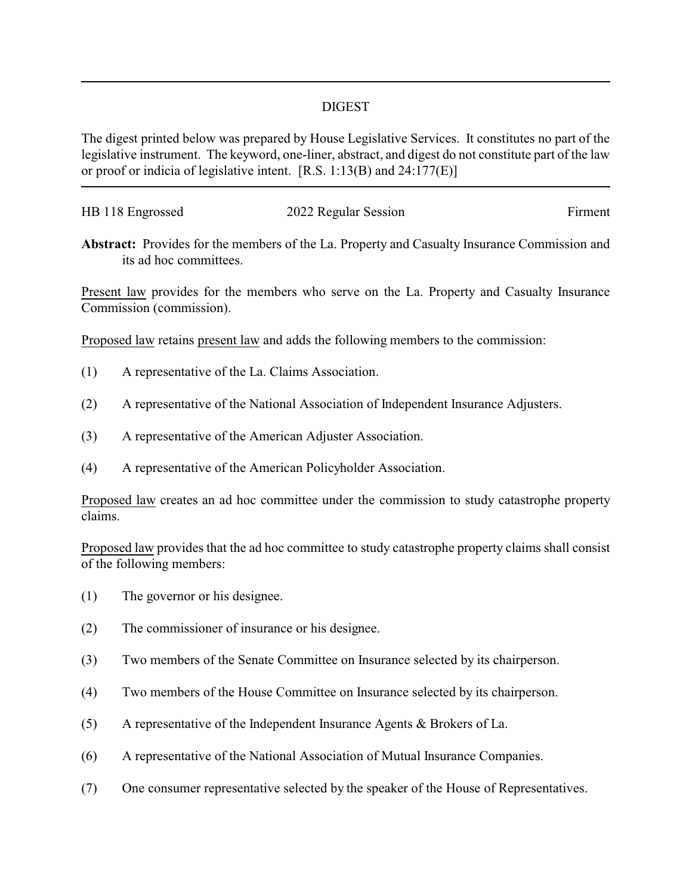# DIGEST

The digest printed below was prepared by House Legislative Services. It constitutes no part of the legislative instrument. The keyword, one-liner, abstract, and digest do not constitute part of the law or proof or indicia of legislative intent. [R.S. 1:13(B) and 24:177(E)]

---

HB 118 Engrossed 2022 Regular Session Firment

**Abstract:** Provides for the members of the La. Property and Casualty Insurance Commission and its ad hoc committees.

Present law provides for the members who serve on the La. Property and Casualty Insurance Commission (commission).

Proposed law retains present law and adds the following members to the commission:

(1) A representative of the La. Claims Association.

(2) A representative of the National Association of Independent Insurance Adjusters.

(3) A representative of the American Adjuster Association.

(4) A representative of the American Policyholder Association.

Proposed law creates an ad hoc committee under the commission to study catastrophe property claims.

Proposed law provides that the ad hoc committee to study catastrophe property claims shall consist of the following members:

(1) The governor or his designee.

(2) The commissioner of insurance or his designee.

(3) Two members of the Senate Committee on Insurance selected by its chairperson.

(4) Two members of the House Committee on Insurance selected by its chairperson.

(5) A representative of the Independent Insurance Agents & Brokers of La.

(6) A representative of the National Association of Mutual Insurance Companies.

(7) One consumer representative selected by the speaker of the House of Representatives.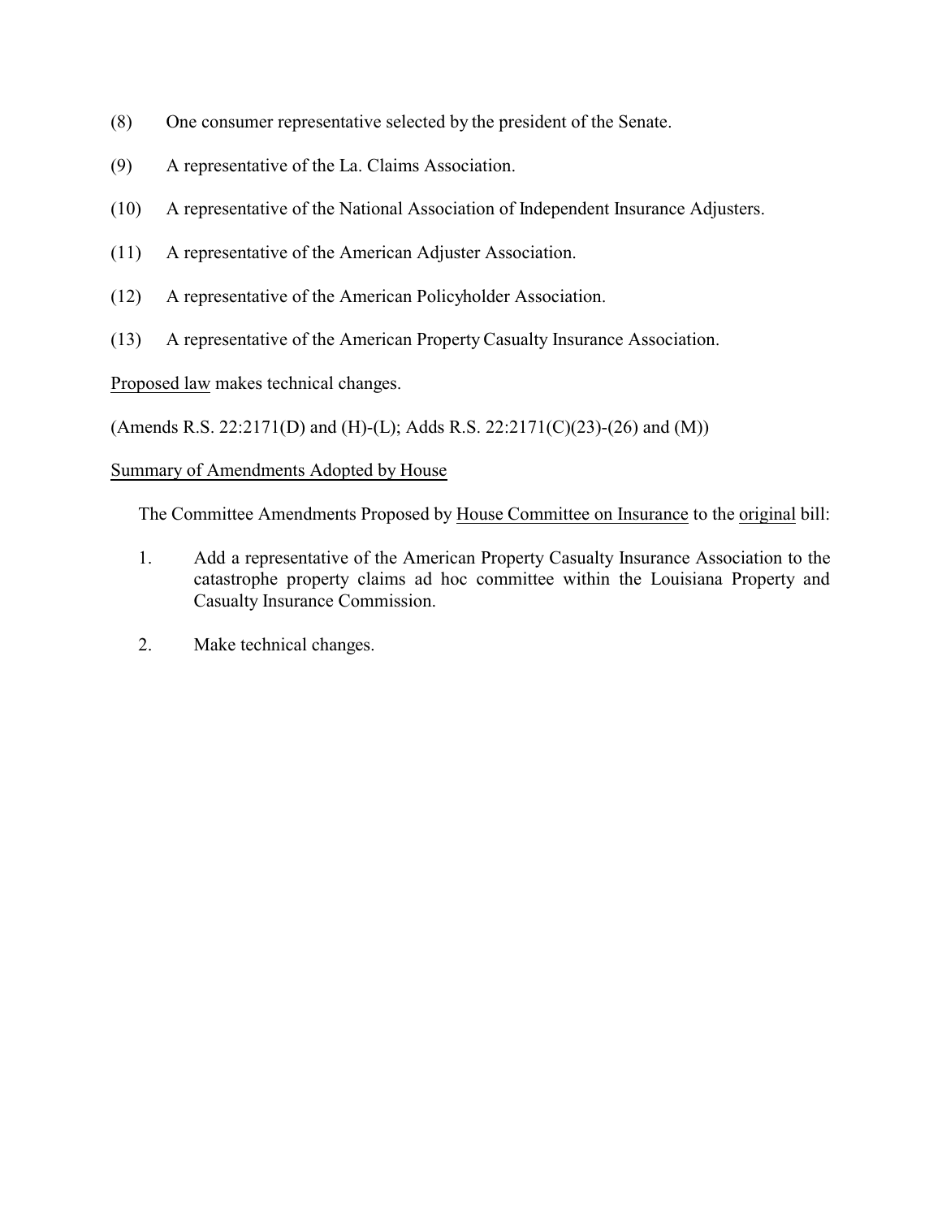(8) One consumer representative selected by the president of the Senate.

(9) A representative of the La. Claims Association.

(10) A representative of the National Association of Independent Insurance Adjusters.

(11) A representative of the American Adjuster Association.

(12) A representative of the American Policyholder Association.

(13) A representative of the American Property Casualty Insurance Association.

Proposed law makes technical changes.

(Amends R.S. 22:2171(D) and (H)-(L); Adds R.S. 22:2171(C)(23)-(26) and (M))

Summary of Amendments Adopted by House

The Committee Amendments Proposed by House Committee on Insurance to the original bill:

1. Add a representative of the American Property Casualty Insurance Association to the catastrophe property claims ad hoc committee within the Louisiana Property and Casualty Insurance Commission.

2. Make technical changes.